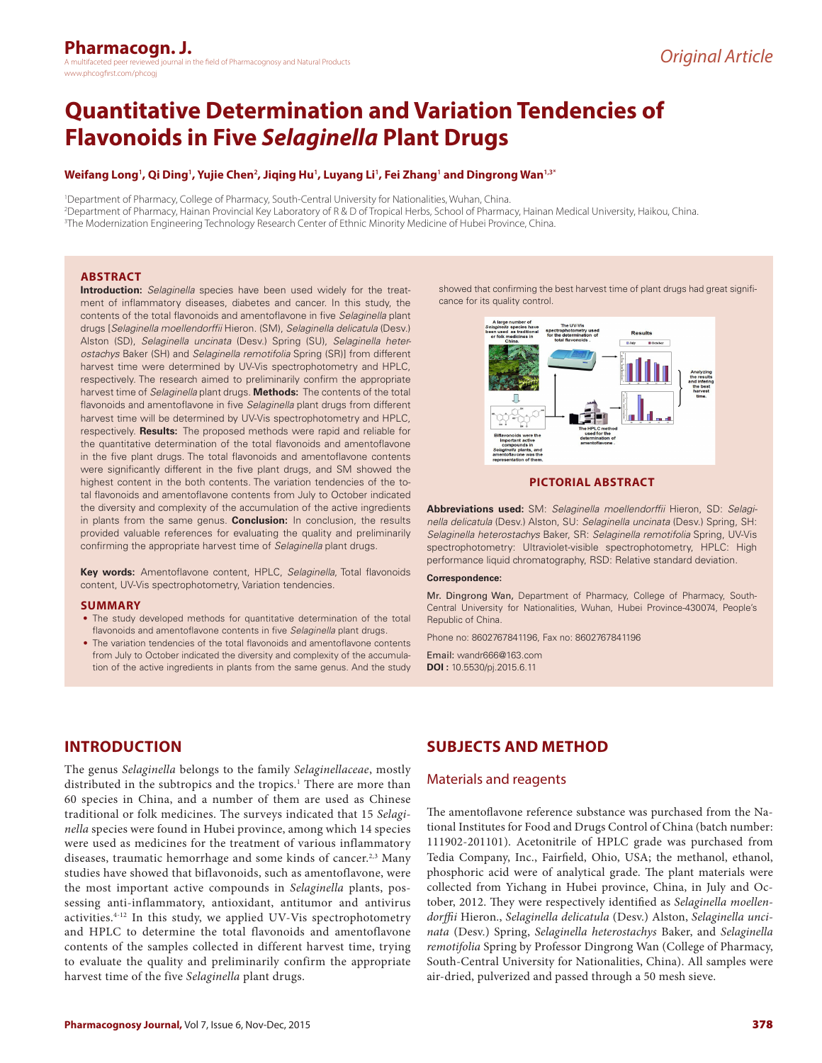Original Article

# Quantitative Determination and Variation Tendencies of Flavonoids in Five *Selaginella* Plant Drugs

**Weifang Long[1], Qi Ding[1], Yujie Chen[2], Jiqing Hu[1], Luyang Li[1], Fei Zhang[1] and Dingrong Wan[1,3*]**

[1]Department of Pharmacy, College of Pharmacy, South-Central University for Nationalities, Wuhan, China.
[2]Department of Pharmacy, Hainan Provincial Key Laboratory of R & D of Tropical Herbs, School of Pharmacy, Hainan Medical University, Haikou, China.
[3]The Modernization Engineering Technology Research Center of Ethnic Minority Medicine of Hubei Province, China.

## ABSTRACT

**Introduction:** *Selaginella* species have been used widely for the treatment of inflammatory diseases, diabetes and cancer. In this study, the contents of the total flavonoids and amentoflavone in five *Selaginella* plant drugs [*Selaginella moellendorffii* Hieron. (SM), *Selaginella delicatula* (Desv.) Alston (SD), *Selaginella uncinata* (Desv.) Spring (SU), *Selaginella heterostachys* Baker (SH) and *Selaginella remotifolia* Spring (SR)] from different harvest time were determined by UV-Vis spectrophotometry and HPLC, respectively. The research aimed to preliminarily confirm the appropriate harvest time of *Selaginella* plant drugs. **Methods:** The contents of the total flavonoids and amentoflavone in five *Selaginella* plant drugs from different harvest time will be determined by UV-Vis spectrophotometry and HPLC, respectively. **Results:** The proposed methods were rapid and reliable for the quantitative determination of the total flavonoids and amentoflavone in the five plant drugs. The total flavonoids and amentoflavone contents were significantly different in the five plant drugs, and SM showed the highest content in the both contents. The variation tendencies of the total flavonoids and amentoflavone contents from July to October indicated the diversity and complexity of the accumulation of the active ingredients in plants from the same genus. **Conclusion:** In conclusion, the results provided valuable references for evaluating the quality and preliminarily confirming the appropriate harvest time of *Selaginella* plant drugs.

**Key words:** Amentoflavone content, HPLC, *Selaginella*, Total flavonoids content, UV-Vis spectrophotometry, Variation tendencies.

## SUMMARY

- The study developed methods for quantitative determination of the total flavonoids and amentoflavone contents in five *Selaginella* plant drugs.
- The variation tendencies of the total flavonoids and amentoflavone contents from July to October indicated the diversity and complexity of the accumulation of the active ingredients in plants from the same genus. And the study showed that confirming the best harvest time of plant drugs had great significance for its quality control.

**PICTORIAL ABSTRACT**

**Abbreviations used:** SM: *Selaginella moellendorffii* Hieron, SD: *Selaginella delicatula* (Desv.) Alston, SU: *Selaginella uncinata* (Desv.) Spring, SH: *Selaginella heterostachys* Baker, SR: *Selaginella remotifolia* Spring, UV-Vis spectrophotometry: Ultraviolet-visible spectrophotometry, HPLC: High performance liquid chromatography, RSD: Relative standard deviation.

**Correspondence:**

Mr. Dingrong Wan, Department of Pharmacy, College of Pharmacy, South-Central University for Nationalities, Wuhan, Hubei Province-430074, People's Republic of China.

Phone no: 8602767841196, Fax no: 8602767841196

Email: wandr666@163.com
**DOI :** 10.5530/pj.2015.6.11

## INTRODUCTION

The genus *Selaginella* belongs to the family *Selaginellaceae*, mostly distributed in the subtropics and the tropics.[1] There are more than 60 species in China, and a number of them are used as Chinese traditional or folk medicines. The surveys indicated that 15 *Selaginella* species were found in Hubei province, among which 14 species were used as medicines for the treatment of various inflammatory diseases, traumatic hemorrhage and some kinds of cancer.[2,3] Many studies have showed that biflavonoids, such as amentoflavone, were the most important active compounds in *Selaginella* plants, possessing anti-inflammatory, antioxidant, antitumor and antivirus activities.[4-12] In this study, we applied UV-Vis spectrophotometry and HPLC to determine the total flavonoids and amentoflavone contents of the samples collected in different harvest time, trying to evaluate the quality and preliminarily confirm the appropriate harvest time of the five *Selaginella* plant drugs.

## SUBJECTS AND METHOD

### Materials and reagents

The amentoflavone reference substance was purchased from the National Institutes for Food and Drugs Control of China (batch number: 111902-201101). Acetonitrile of HPLC grade was purchased from Tedia Company, Inc., Fairfield, Ohio, USA; the methanol, ethanol, phosphoric acid were of analytical grade. The plant materials were collected from Yichang in Hubei province, China, in July and October, 2012. They were respectively identified as *Selaginella moellendorffii* Hieron., *Selaginella delicatula* (Desv.) Alston, *Selaginella uncinata* (Desv.) Spring, *Selaginella heterostachys* Baker, and *Selaginella remotifolia* Spring by Professor Dingrong Wan (College of Pharmacy, South-Central University for Nationalities, China). All samples were air-dried, pulverized and passed through a 50 mesh sieve.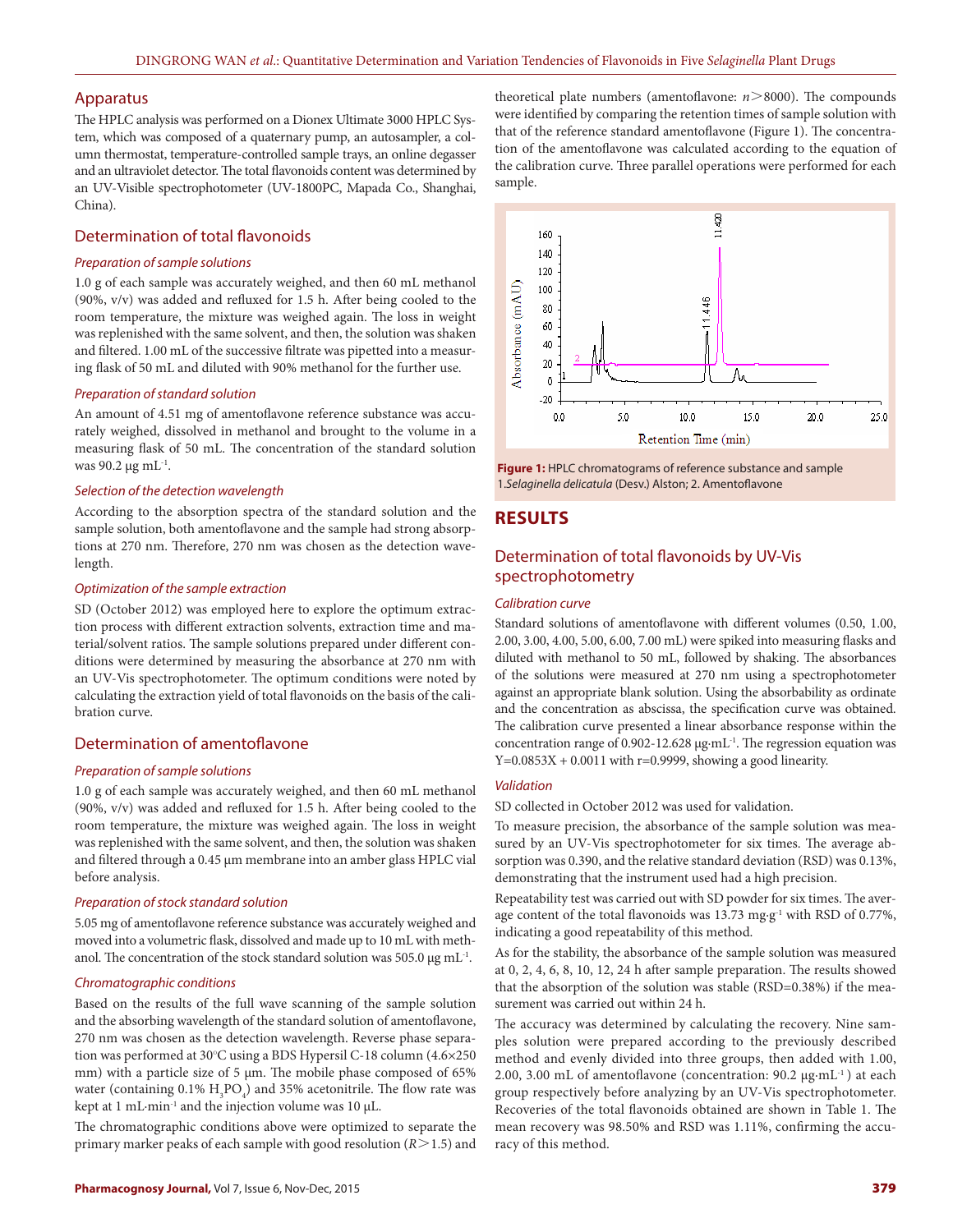## Apparatus

The HPLC analysis was performed on a Dionex Ultimate 3000 HPLC System, which was composed of a quaternary pump, an autosampler, a column thermostat, temperature-controlled sample trays, an online degasser and an ultraviolet detector. The total flavonoids content was determined by an UV-Visible spectrophotometer (UV-1800PC, Mapada Co., Shanghai, China).

## Determination of total flavonoids

### *Preparation of sample solutions*

1.0 g of each sample was accurately weighed, and then 60 mL methanol (90%, v/v) was added and refluxed for 1.5 h. After being cooled to the room temperature, the mixture was weighed again. The loss in weight was replenished with the same solvent, and then, the solution was shaken and filtered. 1.00 mL of the successive filtrate was pipetted into a measuring flask of 50 mL and diluted with 90% methanol for the further use.

### *Preparation of standard solution*

An amount of 4.51 mg of amentoflavone reference substance was accurately weighed, dissolved in methanol and brought to the volume in a measuring flask of 50 mL. The concentration of the standard solution was 90.2 μg $mL^{-1}$.

### *Selection of the detection wavelength*

According to the absorption spectra of the standard solution and the sample solution, both amentoflavone and the sample had strong absorptions at 270 nm. Therefore, 270 nm was chosen as the detection wavelength.

### *Optimization of the sample extraction*

SD (October 2012) was employed here to explore the optimum extraction process with different extraction solvents, extraction time and material/solvent ratios. The sample solutions prepared under different conditions were determined by measuring the absorbance at 270 nm with an UV-Vis spectrophotometer. The optimum conditions were noted by calculating the extraction yield of total flavonoids on the basis of the calibration curve.

## Determination of amentoflavone

### *Preparation of sample solutions*

1.0 g of each sample was accurately weighed, and then 60 mL methanol (90%, v/v) was added and refluxed for 1.5 h. After being cooled to the room temperature, the mixture was weighed again. The loss in weight was replenished with the same solvent, and then, the solution was shaken and filtered through a 0.45 μm membrane into an amber glass HPLC vial before analysis.

### *Preparation of stock standard solution*

5.05 mg of amentoflavone reference substance was accurately weighed and moved into a volumetric flask, dissolved and made up to 10 mL with methanol. The concentration of the stock standard solution was 505.0 μg $mL^{-1}$.

### *Chromatographic conditions*

Based on the results of the full wave scanning of the sample solution and the absorbing wavelength of the standard solution of amentoflavone, 270 nm was chosen as the detection wavelength. Reverse phase separation was performed at 30°C using a BDS Hypersil C-18 column (4.6×250 mm) with a particle size of 5 μm. The mobile phase composed of 65% water (containing 0.1% $H_3PO_4$) and 35% acetonitrile. The flow rate was kept at 1 mL·$min^{-1}$ and the injection volume was 10 μL.

The chromatographic conditions above were optimized to separate the primary marker peaks of each sample with good resolution ($R>1.5$) and theoretical plate numbers (amentoflavone: $n>8000$). The compounds were identified by comparing the retention times of sample solution with that of the reference standard amentoflavone (Figure 1). The concentration of the amentoflavone was calculated according to the equation of the calibration curve. Three parallel operations were performed for each sample.

**Figure 1:** HPLC chromatograms of reference substance and sample 1.*Selaginella delicatula* (Desv.) Alston; 2. Amentoflavone

# RESULTS

## Determination of total flavonoids by UV-Vis spectrophotometry

### *Calibration curve*

Standard solutions of amentoflavone with different volumes (0.50, 1.00, 2.00, 3.00, 4.00, 5.00, 6.00, 7.00 mL) were spiked into measuring flasks and diluted with methanol to 50 mL, followed by shaking. The absorbances of the solutions were measured at 270 nm using a spectrophotometer against an appropriate blank solution. Using the absorbability as ordinate and the concentration as abscissa, the specification curve was obtained. The calibration curve presented a linear absorbance response within the concentration range of 0.902-12.628 μg·$mL^{-1}$. The regression equation was $Y=0.0853X + 0.0011$ with $r=0.9999$, showing a good linearity.

### *Validation*

SD collected in October 2012 was used for validation.

To measure precision, the absorbance of the sample solution was measured by an UV-Vis spectrophotometer for six times. The average absorption was 0.390, and the relative standard deviation (RSD) was 0.13%, demonstrating that the instrument used had a high precision.

Repeatability test was carried out with SD powder for six times. The average content of the total flavonoids was 13.73 mg·$g^{-1}$ with RSD of 0.77%, indicating a good repeatability of this method.

As for the stability, the absorbance of the sample solution was measured at 0, 2, 4, 6, 8, 10, 12, 24 h after sample preparation. The results showed that the absorption of the solution was stable (RSD=0.38%) if the measurement was carried out within 24 h.

The accuracy was determined by calculating the recovery. Nine samples solution were prepared according to the previously described method and evenly divided into three groups, then added with 1.00, 2.00, 3.00 mL of amentoflavone (concentration: 90.2 μg·$mL^{-1}$) at each group respectively before analyzing by an UV-Vis spectrophotometer. Recoveries of the total flavonoids obtained are shown in Table 1. The mean recovery was 98.50% and RSD was 1.11%, confirming the accuracy of this method.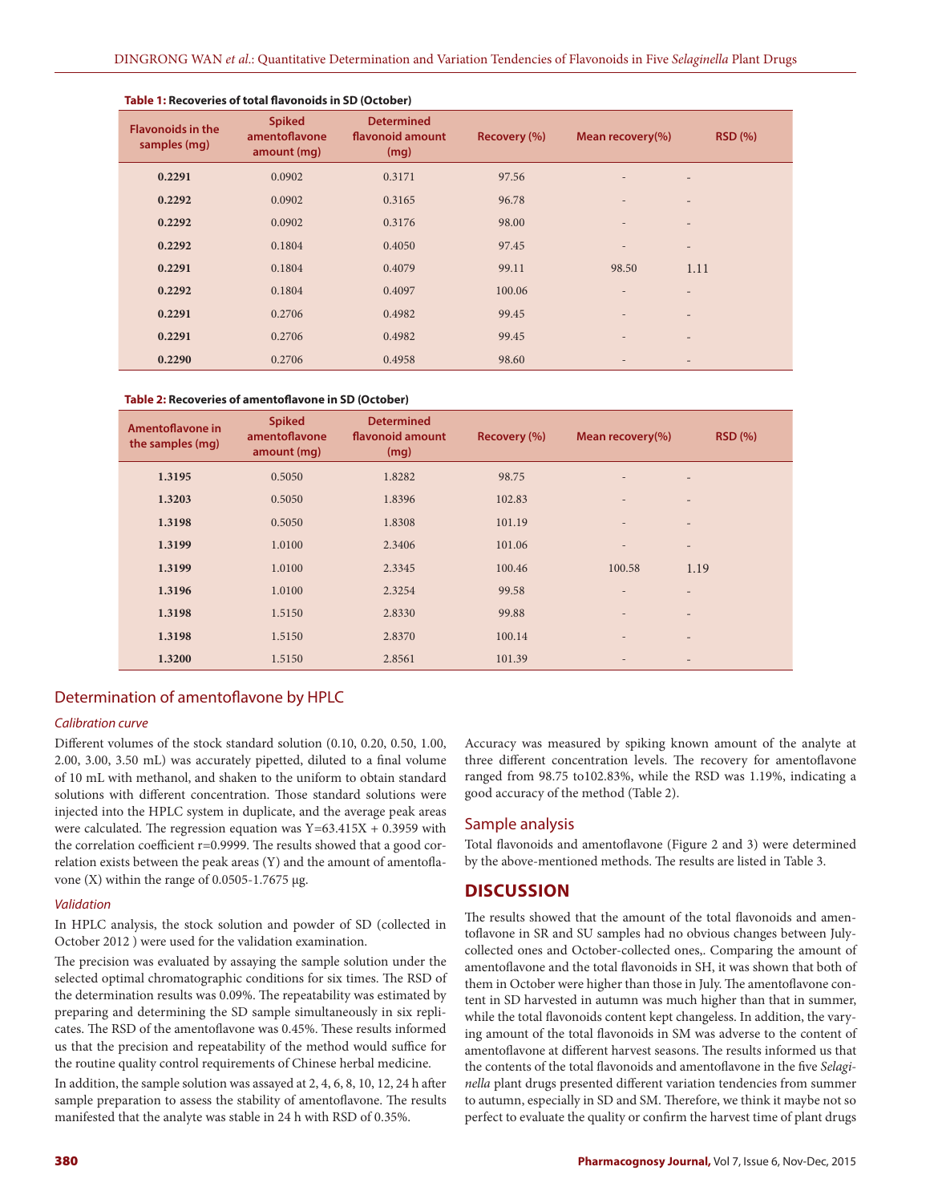**Table 1: Recoveries of total flavonoids in SD (October)**

| Flavonoids in the samples (mg) | Spiked amentoflavone amount (mg) | Determined flavonoid amount (mg) | Recovery (%) | Mean recovery(%) | RSD (%) |
|---|---|---|---|---|---|
| **0.2291** | 0.0902 | 0.3171 | 97.56 | - | - |
| **0.2292** | 0.0902 | 0.3165 | 96.78 | - | - |
| **0.2292** | 0.0902 | 0.3176 | 98.00 | - | - |
| **0.2292** | 0.1804 | 0.4050 | 97.45 | - | - |
| **0.2291** | 0.1804 | 0.4079 | 99.11 | 98.50 | 1.11 |
| **0.2292** | 0.1804 | 0.4097 | 100.06 | - | - |
| **0.2291** | 0.2706 | 0.4982 | 99.45 | - | - |
| **0.2291** | 0.2706 | 0.4982 | 99.45 | - | - |
| **0.2290** | 0.2706 | 0.4958 | 98.60 | - | - |

**Table 2: Recoveries of amentoflavone in SD (October)**

| Amentoflavone in the samples (mg) | Spiked amentoflavone amount (mg) | Determined flavonoid amount (mg) | Recovery (%) | Mean recovery(%) | RSD (%) |
|---|---|---|---|---|---|
| **1.3195** | 0.5050 | 1.8282 | 98.75 | - | - |
| **1.3203** | 0.5050 | 1.8396 | 102.83 | - | - |
| **1.3198** | 0.5050 | 1.8308 | 101.19 | - | - |
| **1.3199** | 1.0100 | 2.3406 | 101.06 | - | - |
| **1.3199** | 1.0100 | 2.3345 | 100.46 | 100.58 | 1.19 |
| **1.3196** | 1.0100 | 2.3254 | 99.58 | - | - |
| **1.3198** | 1.5150 | 2.8330 | 99.88 | - | - |
| **1.3198** | 1.5150 | 2.8370 | 100.14 | - | - |
| **1.3200** | 1.5150 | 2.8561 | 101.39 | - | - |

## Determination of amentoflavone by HPLC

### *Calibration curve*

Different volumes of the stock standard solution (0.10, 0.20, 0.50, 1.00, 2.00, 3.00, 3.50 mL) was accurately pipetted, diluted to a final volume of 10 mL with methanol, and shaken to the uniform to obtain standard solutions with different concentration. Those standard solutions were injected into the HPLC system in duplicate, and the average peak areas were calculated. The regression equation was $Y=63.415X + 0.3959$ with the correlation coefficient $r=0.9999$. The results showed that a good correlation exists between the peak areas (Y) and the amount of amentoflavone (X) within the range of 0.0505-1.7675 μg.

### *Validation*

In HPLC analysis, the stock solution and powder of SD (collected in October 2012 ) were used for the validation examination.

The precision was evaluated by assaying the sample solution under the selected optimal chromatographic conditions for six times. The RSD of the determination results was 0.09%. The repeatability was estimated by preparing and determining the SD sample simultaneously in six replicates. The RSD of the amentoflavone was 0.45%. These results informed us that the precision and repeatability of the method would suffice for the routine quality control requirements of Chinese herbal medicine.

In addition, the sample solution was assayed at 2, 4, 6, 8, 10, 12, 24 h after sample preparation to assess the stability of amentoflavone. The results manifested that the analyte was stable in 24 h with RSD of 0.35%.

Accuracy was measured by spiking known amount of the analyte at three different concentration levels. The recovery for amentoflavone ranged from 98.75 to102.83%, while the RSD was 1.19%, indicating a good accuracy of the method (Table 2).

## Sample analysis

Total flavonoids and amentoflavone (Figure 2 and 3) were determined by the above-mentioned methods. The results are listed in Table 3.

# DISCUSSION

The results showed that the amount of the total flavonoids and amentoflavone in SR and SU samples had no obvious changes between July-collected ones and October-collected ones,. Comparing the amount of amentoflavone and the total flavonoids in SH, it was shown that both of them in October were higher than those in July. The amentoflavone content in SD harvested in autumn was much higher than that in summer, while the total flavonoids content kept changeless. In addition, the varying amount of the total flavonoids in SM was adverse to the content of amentoflavone at different harvest seasons. The results informed us that the contents of the total flavonoids and amentoflavone in the five *Selaginella* plant drugs presented different variation tendencies from summer to autumn, especially in SD and SM. Therefore, we think it maybe not so perfect to evaluate the quality or confirm the harvest time of plant drugs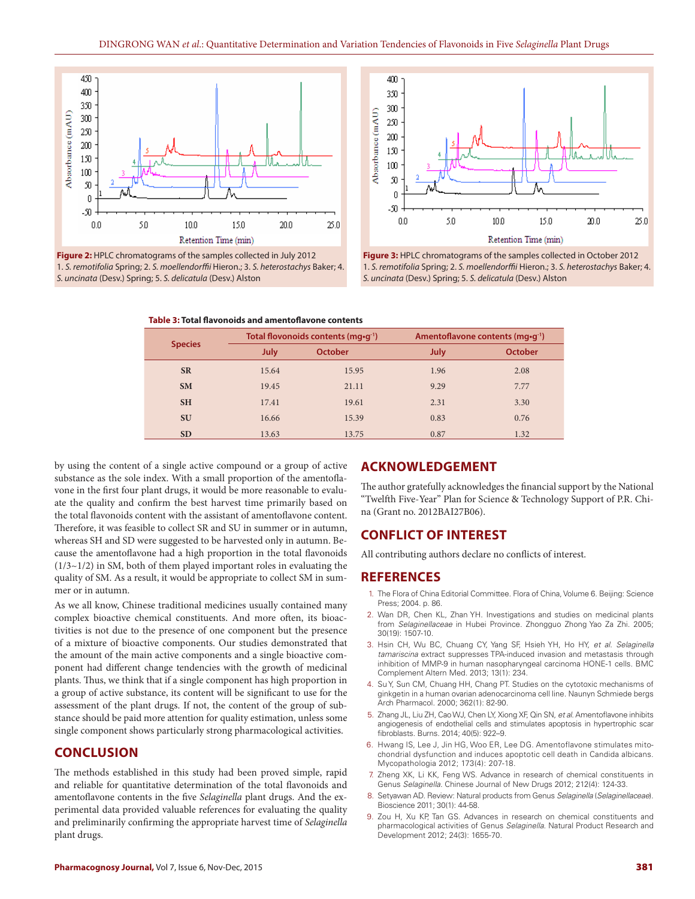Figure 2: HPLC chromatograms of the samples collected in July 2012
1. *S. remotifolia* Spring; 2. *S. moellendorffii* Hieron.; 3. *S. heterostachys* Baker; 4. *S. uncinata* (Desv.) Spring; 5. *S. delicatula* (Desv.) Alston

Figure 3: HPLC chromatograms of the samples collected in October 2012
1. *S. remotifolia* Spring; 2. *S. moellendorffii* Hieron.; 3. *S. heterostachys* Baker; 4. *S. uncinata* (Desv.) Spring; 5. *S. delicatula* (Desv.) Alston

**Table 3: Total flavonoids and amentoflavone contents**

| Species | Total flovonoids contents (mg•g$^{-1}$) | | Amentoflavone contents (mg•g$^{-1}$) | |
|---|---|---|---|---|
| | July | October | July | October |
| SR | 15.64 | 15.95 | 1.96 | 2.08 |
| SM | 19.45 | 21.11 | 9.29 | 7.77 |
| SH | 17.41 | 19.61 | 2.31 | 3.30 |
| SU | 16.66 | 15.39 | 0.83 | 0.76 |
| SD | 13.63 | 13.75 | 0.87 | 1.32 |

by using the content of a single active compound or a group of active substance as the sole index. With a small proportion of the amentoflavone in the first four plant drugs, it would be more reasonable to evaluate the quality and confirm the best harvest time primarily based on the total flavonoids content with the assistant of amentoflavone content. Therefore, it was feasible to collect SR and SU in summer or in autumn, whereas SH and SD were suggested to be harvested only in autumn. Because the amentoflavone had a high proportion in the total flavonoids (1/3~1/2) in SM, both of them played important roles in evaluating the quality of SM. As a result, it would be appropriate to collect SM in summer or in autumn.

As we all know, Chinese traditional medicines usually contained many complex bioactive chemical constituents. And more often, its bioactivities is not due to the presence of one component but the presence of a mixture of bioactive components. Our studies demonstrated that the amount of the main active components and a single bioactive component had different change tendencies with the growth of medicinal plants. Thus, we think that if a single component has high proportion in a group of active substance, its content will be significant to use for the assessment of the plant drugs. If not, the content of the group of substance should be paid more attention for quality estimation, unless some single component shows particularly strong pharmacological activities.

## CONCLUSION

The methods established in this study had been proved simple, rapid and reliable for quantitative determination of the total flavonoids and amentoflavone contents in the five *Selaginella* plant drugs. And the experimental data provided valuable references for evaluating the quality and preliminarily confirming the appropriate harvest time of *Selaginella* plant drugs.

## ACKNOWLEDGEMENT

The author gratefully acknowledges the financial support by the National "Twelfth Five-Year" Plan for Science & Technology Support of P.R. China (Grant no. 2012BAI27B06).

## CONFLICT OF INTEREST

All contributing authors declare no conflicts of interest.

## REFERENCES

1. The Flora of China Editorial Committee. Flora of China, Volume 6. Beijing: Science Press; 2004. p. 86.
2. Wan DR, Chen KL, Zhan YH. Investigations and studies on medicinal plants from *Selaginellaceae* in Hubei Province. Zhongguo Zhong Yao Za Zhi. 2005; 30(19): 1507-10.
3. Hsin CH, Wu BC, Chuang CY, Yang SF, Hsieh YH, Ho HY, *et al. Selaginella tamariscina* extract suppresses TPA-induced invasion and metastasis through inhibition of MMP-9 in human nasopharyngeal carcinoma HONE-1 cells. BMC Complement Altern Med. 2013; 13(1): 234.
4. Su Y, Sun CM, Chuang HH, Chang PT. Studies on the cytotoxic mechanisms of ginkgetin in a human ovarian adenocarcinoma cell line. Naunyn Schmiede bergs Arch Pharmacol. 2000; 362(1): 82-90.
5. Zhang JL, Liu ZH, Cao WJ, Chen LY, Xiong XF, Qin SN, *et al.* Amentoflavone inhibits angiogenesis of endothelial cells and stimulates apoptosis in hypertrophic scar fibroblasts. Burns. 2014; 40(5): 922–9.
6. Hwang IS, Lee J, Jin HG, Woo ER, Lee DG. Amentoflavone stimulates mitochondrial dysfunction and induces apoptotic cell death in Candida albicans. Mycopathologia 2012; 173(4): 207-18.
7. Zheng XK, Li KK, Feng WS. Advance in research of chemical constituents in Genus *Selaginella*. Chinese Journal of New Drugs 2012; 212(4): 124-33.
8. Setyawan AD. Review: Natural products from Genus *Selaginella* (*Selaginellaceae*). Bioscience 2011; 30(1): 44-58.
9. Zou H, Xu KP, Tan GS. Advances in research on chemical constituents and pharmacological activities of Genus *Selaginella*. Natural Product Research and Development 2012; 24(3): 1655-70.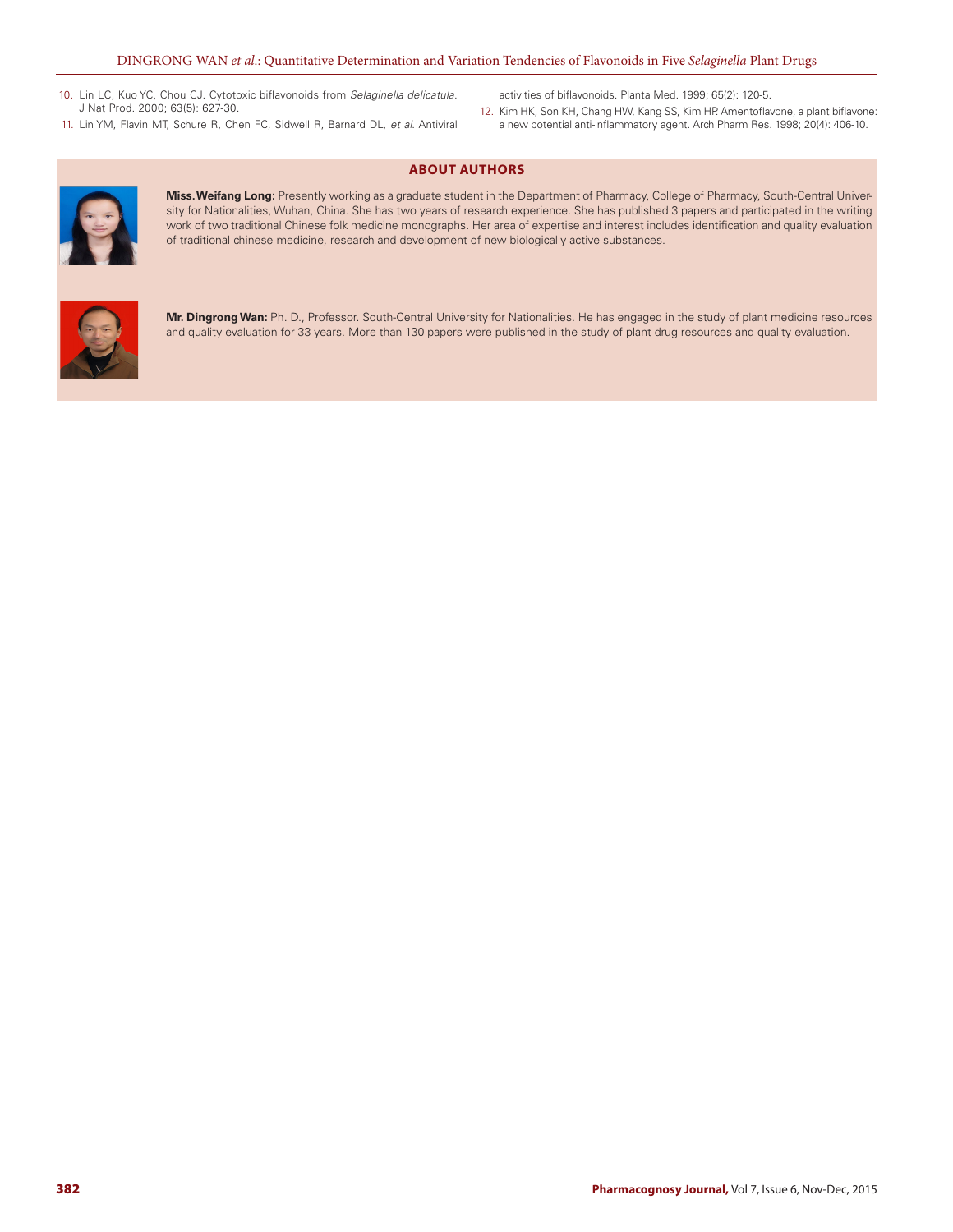10. Lin LC, Kuo YC, Chou CJ. Cytotoxic biflavonoids from *Selaginella delicatula*. J Nat Prod. 2000; 63(5): 627-30.
11. Lin YM, Flavin MT, Schure R, Chen FC, Sidwell R, Barnard DL, *et al.* Antiviral activities of biflavonoids. Planta Med. 1999; 65(2): 120-5.
12. Kim HK, Son KH, Chang HW, Kang SS, Kim HP. Amentoflavone, a plant biflavone: a new potential anti-inflammatory agent. Arch Pharm Res. 1998; 20(4): 406-10.

## ABOUT AUTHORS

**Miss. Weifang Long:** Presently working as a graduate student in the Department of Pharmacy, College of Pharmacy, South-Central University for Nationalities, Wuhan, China. She has two years of research experience. She has published 3 papers and participated in the writing work of two traditional Chinese folk medicine monographs. Her area of expertise and interest includes identification and quality evaluation of traditional chinese medicine, research and development of new biologically active substances.

**Mr. Dingrong Wan:** Ph. D., Professor. South-Central University for Nationalities. He has engaged in the study of plant medicine resources and quality evaluation for 33 years. More than 130 papers were published in the study of plant drug resources and quality evaluation.